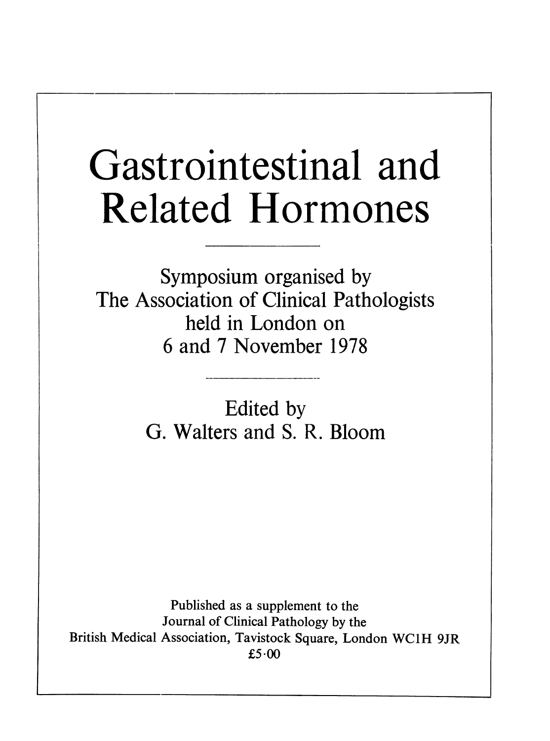# Gastrointestinal and Related Hormones

Symposium organised by
The Association of Clinical Pathologists
held in London on
6 and 7 November 1978

Edited by
G. Walters and S. R. Bloom

Published as a supplement to the
Journal of Clinical Pathology by the
British Medical Association, Tavistock Square, London WC1H 9JR
£5·00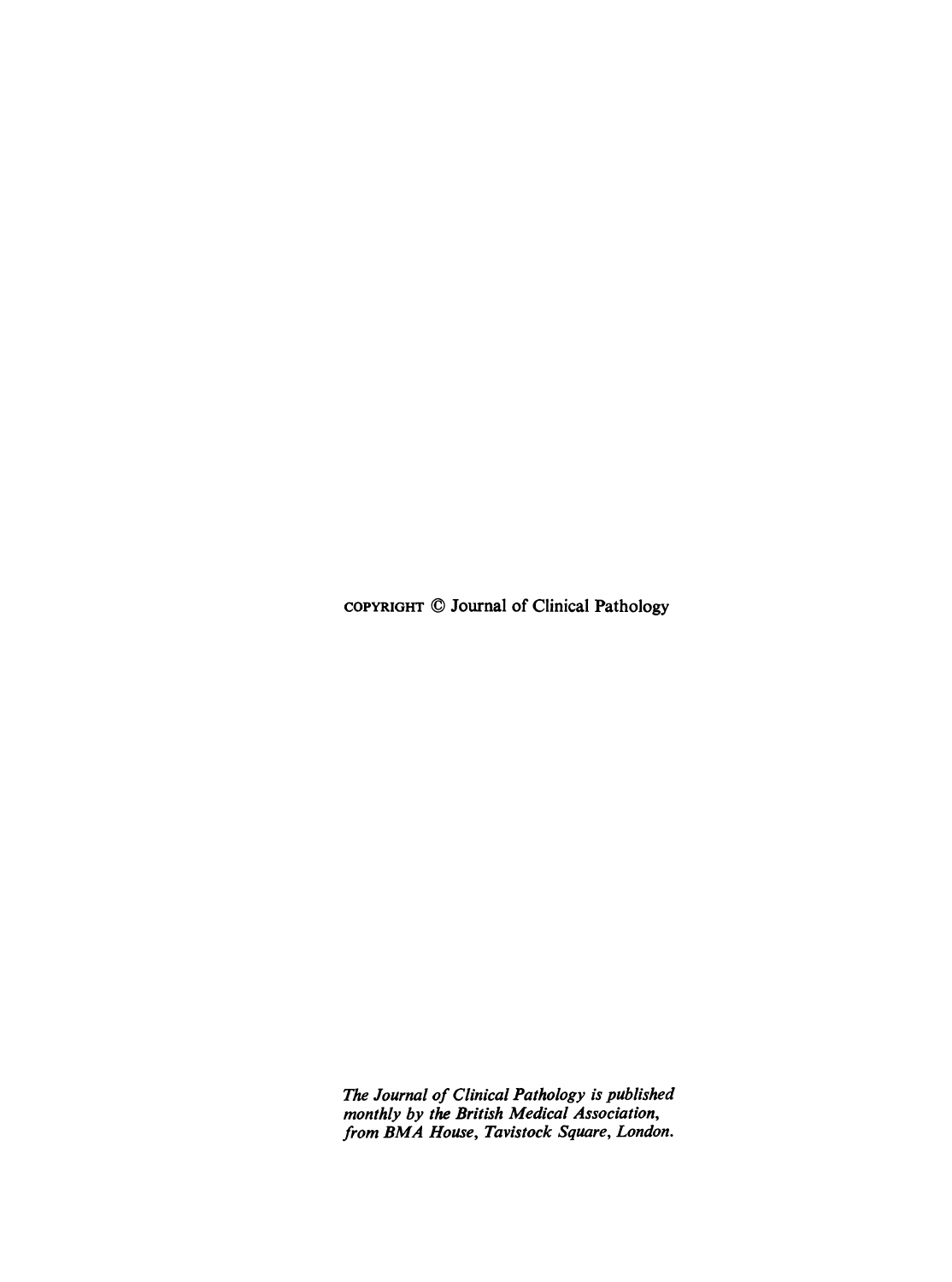COPYRIGHT © Journal of Clinical Pathology

*The Journal of Clinical Pathology is published monthly by the British Medical Association, from BMA House, Tavistock Square, London.*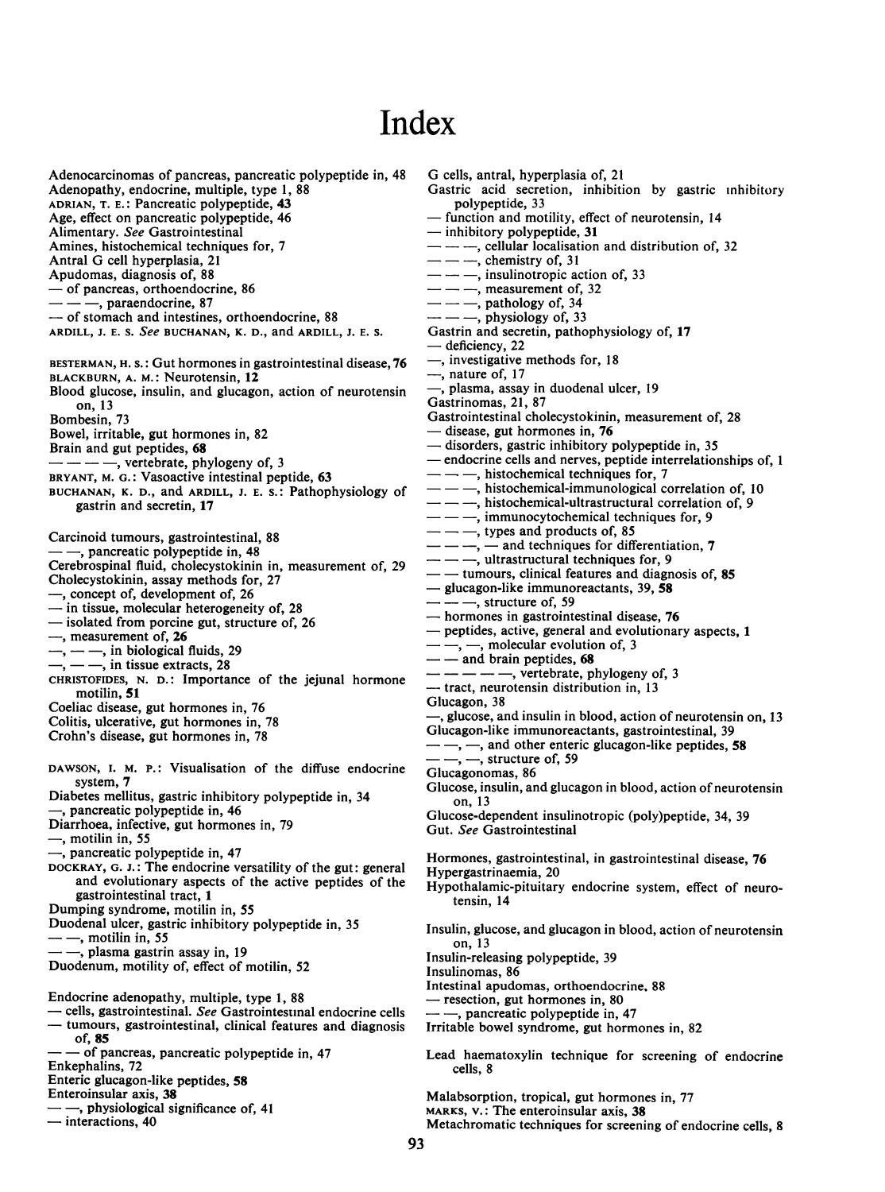# Index

Adenocarcinomas of pancreas, pancreatic polypeptide in, 48
Adenopathy, endocrine, multiple, type 1, 88
ADRIAN, T. E.: Pancreatic polypeptide, **43**
Age, effect on pancreatic polypeptide, 46
Alimentary. *See* Gastrointestinal
Amines, histochemical techniques for, 7
Antral G cell hyperplasia, 21
Apudomas, diagnosis of, 88
— of pancreas, orthoendocrine, 86
— — —, paraendocrine, 87
— of stomach and intestines, orthoendocrine, 88
ARDILL, J. E. S. *See* BUCHANAN, K. D., and ARDILL, J. E. S.

BESTERMAN, H. S.: Gut hormones in gastrointestinal disease, **76**
BLACKBURN, A. M.: Neurotensin, **12**
Blood glucose, insulin, and glucagon, action of neurotensin on, 13
Bombesin, 73
Bowel, irritable, gut hormones in, 82
Brain and gut peptides, **68**
— — — —, vertebrate, phylogeny of, 3
BRYANT, M. G.: Vasoactive intestinal peptide, **63**
BUCHANAN, K. D., and ARDILL, J. E. S.: Pathophysiology of gastrin and secretin, **17**

Carcinoid tumours, gastrointestinal, 88
— —, pancreatic polypeptide in, 48
Cerebrospinal fluid, cholecystokinin in, measurement of, 29
Cholecystokinin, assay methods for, 27
—, concept of, development of, 26
— in tissue, molecular heterogeneity of, 28
— isolated from porcine gut, structure of, 26
—, measurement of, **26**
—, — —, in biological fluids, 29
—, — —, in tissue extracts, 28
CHRISTOFIDES, N. D.: Importance of the jejunal hormone motilin, **51**
Coeliac disease, gut hormones in, 76
Colitis, ulcerative, gut hormones in, 78
Crohn's disease, gut hormones in, 78

DAWSON, I. M. P.: Visualisation of the diffuse endocrine system, **7**
Diabetes mellitus, gastric inhibitory polypeptide in, 34
—, pancreatic polypeptide in, 46
Diarrhoea, infective, gut hormones in, 79
—, motilin in, 55
—, pancreatic polypeptide in, 47
DOCKRAY, G. J.: The endocrine versatility of the gut: general and evolutionary aspects of the active peptides of the gastrointestinal tract, **1**
Dumping syndrome, motilin in, 55
Duodenal ulcer, gastric inhibitory polypeptide in, 35
— —, motilin in, 55
— —, plasma gastrin assay in, 19
Duodenum, motility of, effect of motilin, 52

Endocrine adenopathy, multiple, type 1, 88
— cells, gastrointestinal. *See* Gastrointestinal endocrine cells
— tumours, gastrointestinal, clinical features and diagnosis of, **85**
— — of pancreas, pancreatic polypeptide in, 47
Enkephalins, 72
Enteric glucagon-like peptides, **58**
Enteroinsular axis, **38**
— —, physiological significance of, 41
— interactions, 40

G cells, antral, hyperplasia of, 21
Gastric acid secretion, inhibition by gastric inhibitory polypeptide, 33
— function and motility, effect of neurotensin, 14
— inhibitory polypeptide, **31**
— — —, cellular localisation and distribution of, 32
— — —, chemistry of, 31
— — —, insulinotropic action of, 33
— — —, measurement of, 32
— — —, pathology of, 34
— — —, physiology of, 33
Gastrin and secretin, pathophysiology of, **17**
— deficiency, 22
—, investigative methods for, 18
—, nature of, 17
—, plasma, assay in duodenal ulcer, 19
Gastrinomas, 21, 87
Gastrointestinal cholecystokinin, measurement of, 28
— disease, gut hormones in, **76**
— disorders, gastric inhibitory polypeptide in, 35
— endocrine cells and nerves, peptide interrelationships of, 1
— — —, histochemical techniques for, 7
— — —, histochemical-immunological correlation of, 10
— — —, histochemical-ultrastructural correlation of, 9
— — —, immunocytochemical techniques for, 9
— — —, types and products of, 85
— — —, — and techniques for differentiation, 7
— — —, ultrastructural techniques for, 9
— — tumours, clinical features and diagnosis of, **85**
— glucagon-like immunoreactants, 39, **58**
— — —, structure of, 59
— hormones in gastrointestinal disease, **76**
— peptides, active, general and evolutionary aspects, **1**
— —, —, molecular evolution of, 3
— — and brain peptides, **68**
— — — — —, vertebrate, phylogeny of, 3
— tract, neurotensin distribution in, 13
Glucagon, 38
—, glucose, and insulin in blood, action of neurotensin on, 13
Glucagon-like immunoreactants, gastrointestinal, 39
— —, —, and other enteric glucagon-like peptides, **58**
— —, —, structure of, 59
Glucagonomas, 86
Glucose, insulin, and glucagon in blood, action of neurotensin on, 13
Glucose-dependent insulinotropic (poly)peptide, 34, 39
Gut. *See* Gastrointestinal

Hormones, gastrointestinal, in gastrointestinal disease, **76**
Hypergastrinaemia, 20
Hypothalamic-pituitary endocrine system, effect of neurotensin, 14

Insulin, glucose, and glucagon in blood, action of neurotensin on, 13
Insulin-releasing polypeptide, 39
Insulinomas, 86
Intestinal apudomas, orthoendocrine, 88
— resection, gut hormones in, 80
— —, pancreatic polypeptide in, 47
Irritable bowel syndrome, gut hormones in, 82

Lead haematoxylin technique for screening of endocrine cells, 8

Malabsorption, tropical, gut hormones in, 77
MARKS, V.: The enteroinsular axis, **38**
Metachromatic techniques for screening of endocrine cells, 8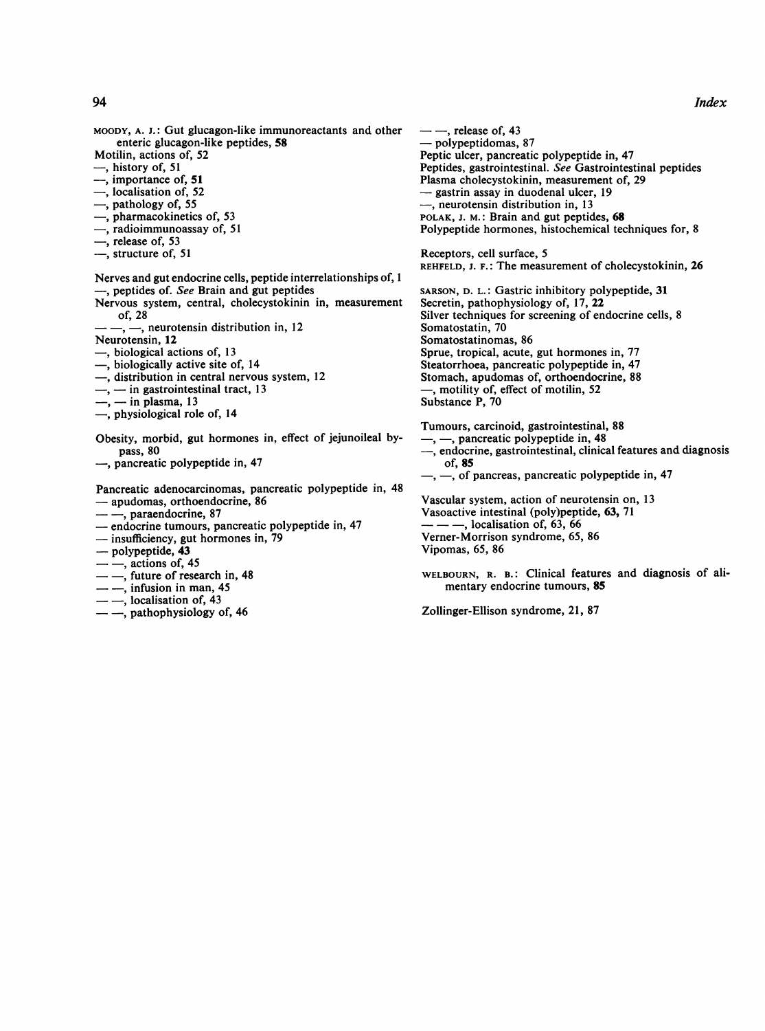MOODY, A. J.: Gut glucagon-like immunoreactants and other enteric glucagon-like peptides, **58**

Motilin, actions of, 52
—, history of, 51
—, importance of, **51**
—, localisation of, 52
—, pathology of, 55
—, pharmacokinetics of, 53
—, radioimmunoassay of, 51
—, release of, 53
—, structure of, 51

Nerves and gut endocrine cells, peptide interrelationships of, 1
—, peptides of. *See* Brain and gut peptides
Nervous system, central, cholecystokinin in, measurement of, 28
— —, —, neurotensin distribution in, 12
Neurotensin, **12**
—, biological actions of, 13
—, biologically active site of, 14
—, distribution in central nervous system, 12
—, — in gastrointestinal tract, 13
—, — in plasma, 13
—, physiological role of, 14

Obesity, morbid, gut hormones in, effect of jejunoileal bypass, 80
—, pancreatic polypeptide in, 47

Pancreatic adenocarcinomas, pancreatic polypeptide in, 48
— apudomas, orthoendocrine, 86
— —, paraendocrine, 87
— endocrine tumours, pancreatic polypeptide in, 47
— insufficiency, gut hormones in, 79
— polypeptide, **43**
— —, actions of, 45
— —, future of research in, 48
— —, infusion in man, 45
— —, localisation of, 43
— —, pathophysiology of, 46
— —, release of, 43
— polypeptidomas, 87
Peptic ulcer, pancreatic polypeptide in, 47
Peptides, gastrointestinal. *See* Gastrointestinal peptides
Plasma cholecystokinin, measurement of, 29
— gastrin assay in duodenal ulcer, 19
—, neurotensin distribution in, 13
POLAK, J. M.: Brain and gut peptides, **68**
Polypeptide hormones, histochemical techniques for, 8

Receptors, cell surface, 5
REHFELD, J. F.: The measurement of cholecystokinin, **26**

SARSON, D. L.: Gastric inhibitory polypeptide, **31**
Secretin, pathophysiology of, 17, **22**
Silver techniques for screening of endocrine cells, 8
Somatostatin, 70
Somatostatinomas, 86
Sprue, tropical, acute, gut hormones in, 77
Steatorrhoea, pancreatic polypeptide in, 47
Stomach, apudomas of, orthoendocrine, 88
—, motility of, effect of motilin, 52
Substance P, 70

Tumours, carcinoid, gastrointestinal, 88
—, —, pancreatic polypeptide in, 48
—, endocrine, gastrointestinal, clinical features and diagnosis of, **85**
—, —, of pancreas, pancreatic polypeptide in, 47

Vascular system, action of neurotensin on, 13
Vasoactive intestinal (poly)peptide, **63**, 71
— — —, localisation of, 63, 66
Verner-Morrison syndrome, 65, 86
Vipomas, 65, 86

WELBOURN, R. B.: Clinical features and diagnosis of alimentary endocrine tumours, **85**

Zollinger-Ellison syndrome, 21, 87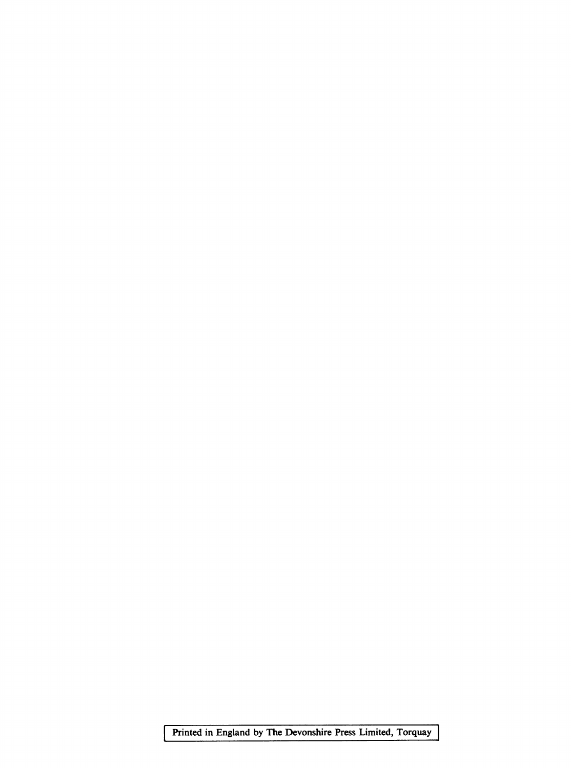Printed in England by The Devonshire Press Limited, Torquay